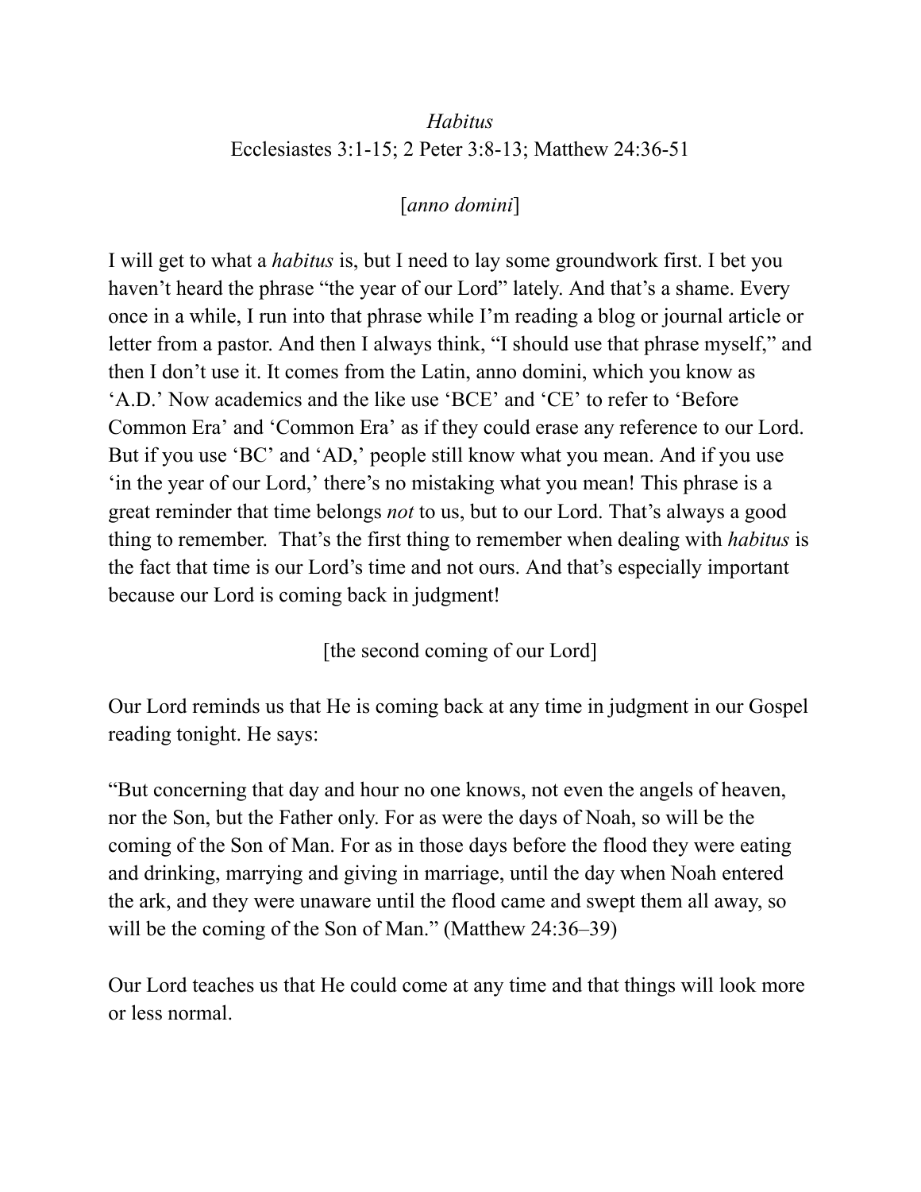# *Habitus*

Ecclesiastes 3:1-15; 2 Peter 3:8-13; Matthew 24:36-51

[*anno domini*]

I will get to what a *habitus* is, but I need to lay some groundwork first. I bet you haven't heard the phrase "the year of our Lord" lately. And that's a shame. Every once in a while, I run into that phrase while I'm reading a blog or journal article or letter from a pastor. And then I always think, "I should use that phrase myself," and then I don't use it. It comes from the Latin, anno domini, which you know as 'A.D.' Now academics and the like use 'BCE' and 'CE' to refer to 'Before Common Era' and 'Common Era' as if they could erase any reference to our Lord. But if you use 'BC' and 'AD,' people still know what you mean. And if you use 'in the year of our Lord,' there's no mistaking what you mean! This phrase is a great reminder that time belongs *not* to us, but to our Lord. That's always a good thing to remember. That's the first thing to remember when dealing with *habitus* is the fact that time is our Lord's time and not ours. And that's especially important because our Lord is coming back in judgment!

[the second coming of our Lord]

Our Lord reminds us that He is coming back at any time in judgment in our Gospel reading tonight. He says:

"But concerning that day and hour no one knows, not even the angels of heaven, nor the Son, but the Father only. For as were the days of Noah, so will be the coming of the Son of Man. For as in those days before the flood they were eating and drinking, marrying and giving in marriage, until the day when Noah entered the ark, and they were unaware until the flood came and swept them all away, so will be the coming of the Son of Man." (Matthew 24:36–39)

Our Lord teaches us that He could come at any time and that things will look more or less normal.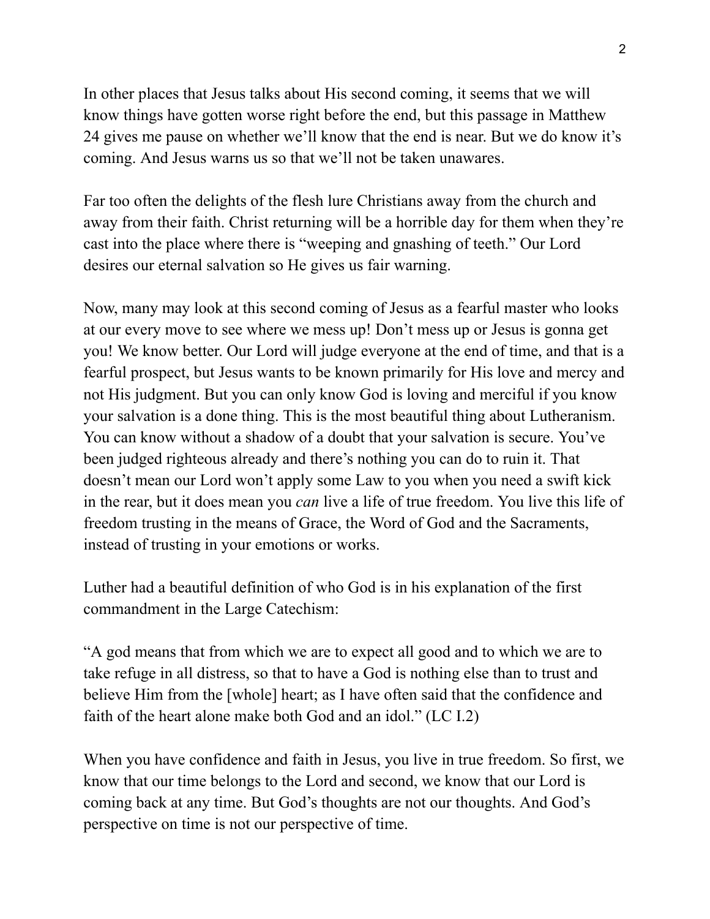In other places that Jesus talks about His second coming, it seems that we will know things have gotten worse right before the end, but this passage in Matthew 24 gives me pause on whether we'll know that the end is near. But we do know it's coming. And Jesus warns us so that we'll not be taken unawares.

Far too often the delights of the flesh lure Christians away from the church and away from their faith. Christ returning will be a horrible day for them when they're cast into the place where there is "weeping and gnashing of teeth." Our Lord desires our eternal salvation so He gives us fair warning.

Now, many may look at this second coming of Jesus as a fearful master who looks at our every move to see where we mess up! Don't mess up or Jesus is gonna get you! We know better. Our Lord will judge everyone at the end of time, and that is a fearful prospect, but Jesus wants to be known primarily for His love and mercy and not His judgment. But you can only know God is loving and merciful if you know your salvation is a done thing. This is the most beautiful thing about Lutheranism. You can know without a shadow of a doubt that your salvation is secure. You've been judged righteous already and there's nothing you can do to ruin it. That doesn't mean our Lord won't apply some Law to you when you need a swift kick in the rear, but it does mean you *can* live a life of true freedom. You live this life of freedom trusting in the means of Grace, the Word of God and the Sacraments, instead of trusting in your emotions or works.

Luther had a beautiful definition of who God is in his explanation of the first commandment in the Large Catechism:

"A god means that from which we are to expect all good and to which we are to take refuge in all distress, so that to have a God is nothing else than to trust and believe Him from the [whole] heart; as I have often said that the confidence and faith of the heart alone make both God and an idol." (LC I.2)

When you have confidence and faith in Jesus, you live in true freedom. So first, we know that our time belongs to the Lord and second, we know that our Lord is coming back at any time. But God's thoughts are not our thoughts. And God's perspective on time is not our perspective of time.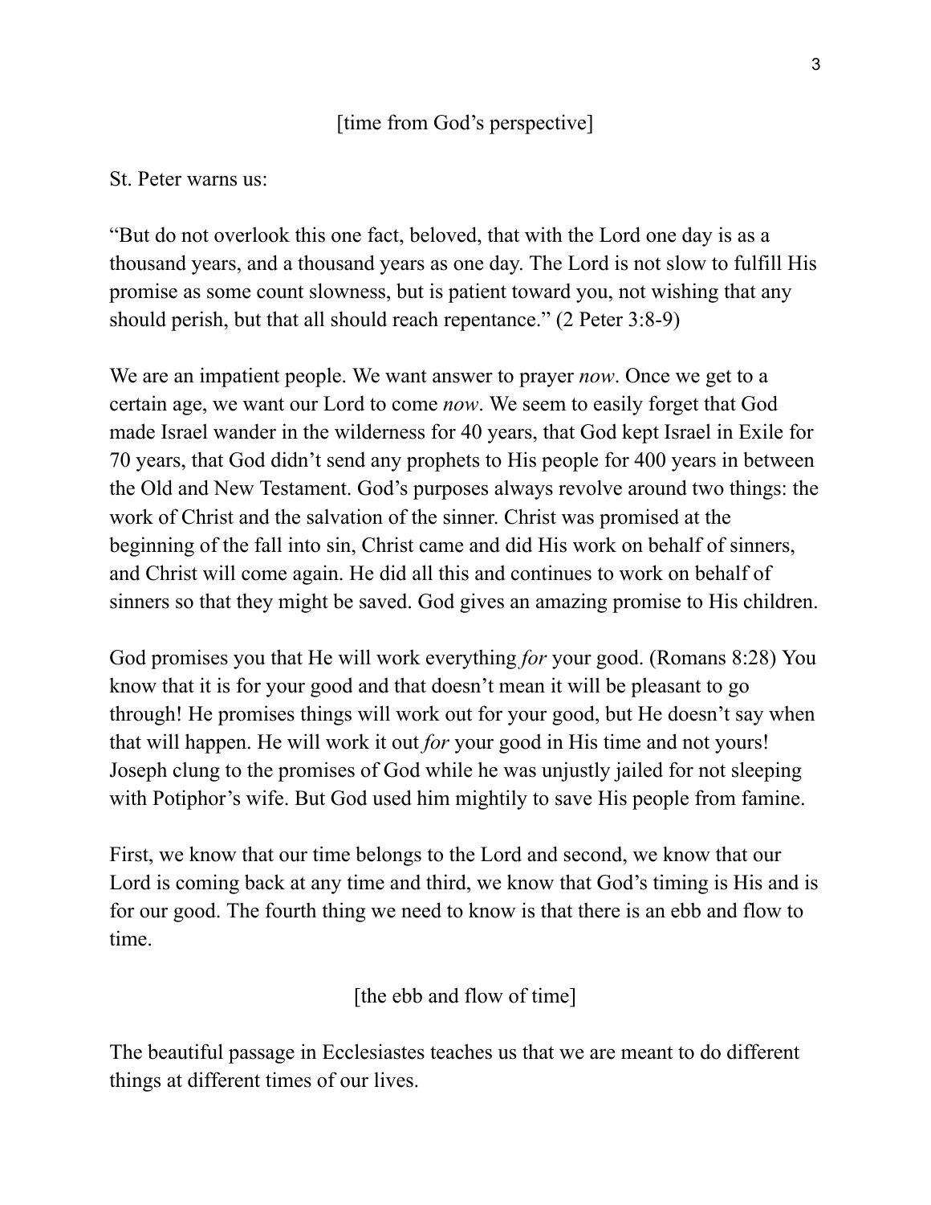[time from God's perspective]

St. Peter warns us:

"But do not overlook this one fact, beloved, that with the Lord one day is as a thousand years, and a thousand years as one day. The Lord is not slow to fulfill His promise as some count slowness, but is patient toward you, not wishing that any should perish, but that all should reach repentance." (2 Peter 3:8-9)

We are an impatient people. We want answer to prayer *now*. Once we get to a certain age, we want our Lord to come *now*. We seem to easily forget that God made Israel wander in the wilderness for 40 years, that God kept Israel in Exile for 70 years, that God didn't send any prophets to His people for 400 years in between the Old and New Testament. God's purposes always revolve around two things: the work of Christ and the salvation of the sinner. Christ was promised at the beginning of the fall into sin, Christ came and did His work on behalf of sinners, and Christ will come again. He did all this and continues to work on behalf of sinners so that they might be saved. God gives an amazing promise to His children.

God promises you that He will work everything *for* your good. (Romans 8:28) You know that it is for your good and that doesn't mean it will be pleasant to go through! He promises things will work out for your good, but He doesn't say when that will happen. He will work it out *for* your good in His time and not yours! Joseph clung to the promises of God while he was unjustly jailed for not sleeping with Potiphor's wife. But God used him mightily to save His people from famine.

First, we know that our time belongs to the Lord and second, we know that our Lord is coming back at any time and third, we know that God's timing is His and is for our good. The fourth thing we need to know is that there is an ebb and flow to time.

[the ebb and flow of time]

The beautiful passage in Ecclesiastes teaches us that we are meant to do different things at different times of our lives.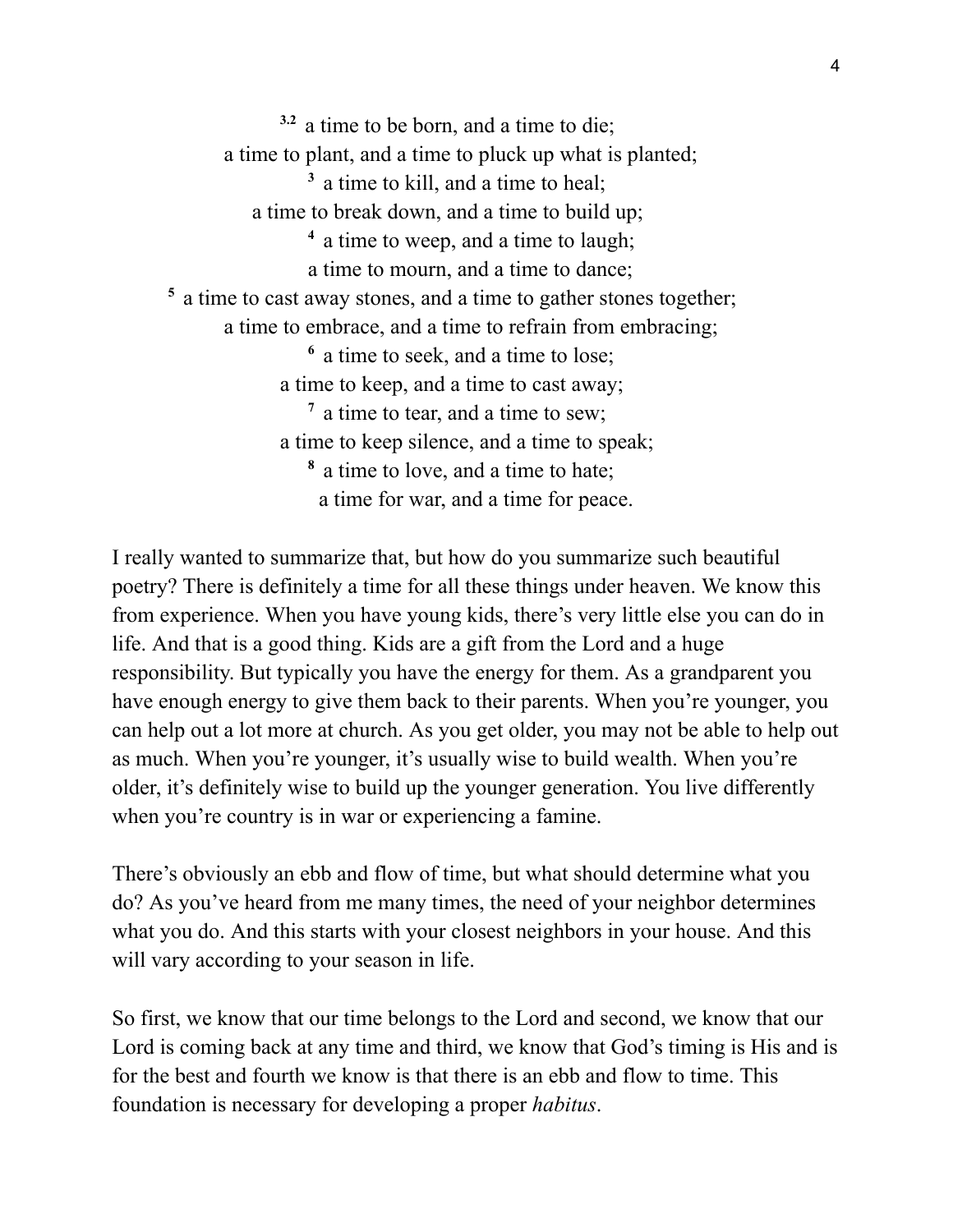[3.2] a time to be born, and a time to die;
a time to plant, and a time to pluck up what is planted;
[3] a time to kill, and a time to heal;
a time to break down, and a time to build up;
[4] a time to weep, and a time to laugh;
a time to mourn, and a time to dance;
[5] a time to cast away stones, and a time to gather stones together;
a time to embrace, and a time to refrain from embracing;
[6] a time to seek, and a time to lose;
a time to keep, and a time to cast away;
[7] a time to tear, and a time to sew;
a time to keep silence, and a time to speak;
[8] a time to love, and a time to hate;
a time for war, and a time for peace.

I really wanted to summarize that, but how do you summarize such beautiful poetry? There is definitely a time for all these things under heaven. We know this from experience. When you have young kids, there's very little else you can do in life. And that is a good thing. Kids are a gift from the Lord and a huge responsibility. But typically you have the energy for them. As a grandparent you have enough energy to give them back to their parents. When you're younger, you can help out a lot more at church. As you get older, you may not be able to help out as much. When you're younger, it's usually wise to build wealth. When you're older, it's definitely wise to build up the younger generation. You live differently when you're country is in war or experiencing a famine.

There's obviously an ebb and flow of time, but what should determine what you do? As you've heard from me many times, the need of your neighbor determines what you do. And this starts with your closest neighbors in your house. And this will vary according to your season in life.

So first, we know that our time belongs to the Lord and second, we know that our Lord is coming back at any time and third, we know that God's timing is His and is for the best and fourth we know is that there is an ebb and flow to time. This foundation is necessary for developing a proper *habitus*.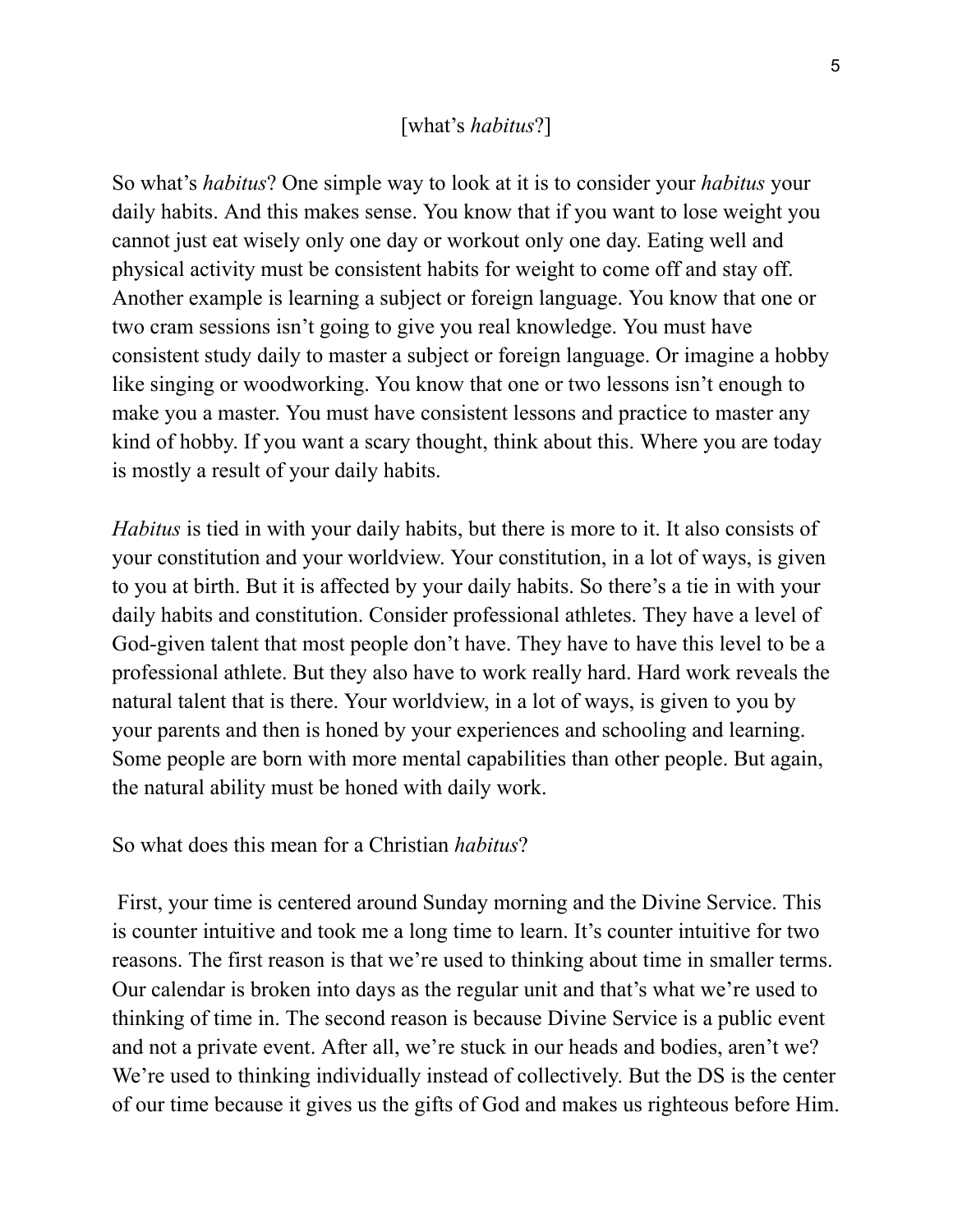[what's *habitus*?]

So what's *habitus*? One simple way to look at it is to consider your *habitus* your daily habits. And this makes sense. You know that if you want to lose weight you cannot just eat wisely only one day or workout only one day. Eating well and physical activity must be consistent habits for weight to come off and stay off. Another example is learning a subject or foreign language. You know that one or two cram sessions isn't going to give you real knowledge. You must have consistent study daily to master a subject or foreign language. Or imagine a hobby like singing or woodworking. You know that one or two lessons isn't enough to make you a master. You must have consistent lessons and practice to master any kind of hobby. If you want a scary thought, think about this. Where you are today is mostly a result of your daily habits.

*Habitus* is tied in with your daily habits, but there is more to it. It also consists of your constitution and your worldview. Your constitution, in a lot of ways, is given to you at birth. But it is affected by your daily habits. So there's a tie in with your daily habits and constitution. Consider professional athletes. They have a level of God-given talent that most people don't have. They have to have this level to be a professional athlete. But they also have to work really hard. Hard work reveals the natural talent that is there. Your worldview, in a lot of ways, is given to you by your parents and then is honed by your experiences and schooling and learning. Some people are born with more mental capabilities than other people. But again, the natural ability must be honed with daily work.

So what does this mean for a Christian *habitus*?

First, your time is centered around Sunday morning and the Divine Service. This is counter intuitive and took me a long time to learn. It's counter intuitive for two reasons. The first reason is that we're used to thinking about time in smaller terms. Our calendar is broken into days as the regular unit and that's what we're used to thinking of time in. The second reason is because Divine Service is a public event and not a private event. After all, we're stuck in our heads and bodies, aren't we? We're used to thinking individually instead of collectively. But the DS is the center of our time because it gives us the gifts of God and makes us righteous before Him.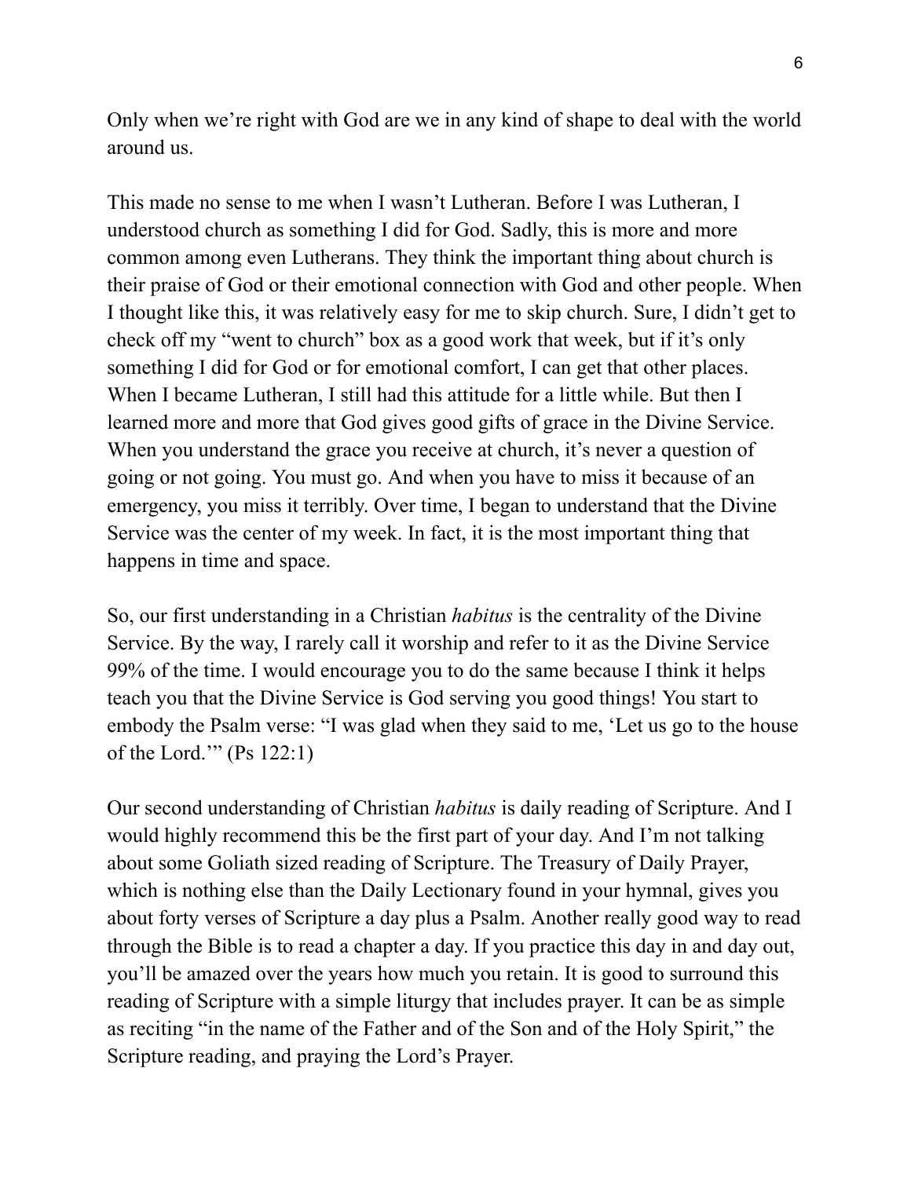Only when we're right with God are we in any kind of shape to deal with the world around us.

This made no sense to me when I wasn't Lutheran. Before I was Lutheran, I understood church as something I did for God. Sadly, this is more and more common among even Lutherans. They think the important thing about church is their praise of God or their emotional connection with God and other people. When I thought like this, it was relatively easy for me to skip church. Sure, I didn't get to check off my "went to church" box as a good work that week, but if it's only something I did for God or for emotional comfort, I can get that other places. When I became Lutheran, I still had this attitude for a little while. But then I learned more and more that God gives good gifts of grace in the Divine Service. When you understand the grace you receive at church, it's never a question of going or not going. You must go. And when you have to miss it because of an emergency, you miss it terribly. Over time, I began to understand that the Divine Service was the center of my week. In fact, it is the most important thing that happens in time and space.

So, our first understanding in a Christian *habitus* is the centrality of the Divine Service. By the way, I rarely call it worship and refer to it as the Divine Service 99% of the time. I would encourage you to do the same because I think it helps teach you that the Divine Service is God serving you good things! You start to embody the Psalm verse: "I was glad when they said to me, 'Let us go to the house of the Lord.'" (Ps 122:1)

Our second understanding of Christian *habitus* is daily reading of Scripture. And I would highly recommend this be the first part of your day. And I'm not talking about some Goliath sized reading of Scripture. The Treasury of Daily Prayer, which is nothing else than the Daily Lectionary found in your hymnal, gives you about forty verses of Scripture a day plus a Psalm. Another really good way to read through the Bible is to read a chapter a day. If you practice this day in and day out, you'll be amazed over the years how much you retain. It is good to surround this reading of Scripture with a simple liturgy that includes prayer. It can be as simple as reciting "in the name of the Father and of the Son and of the Holy Spirit," the Scripture reading, and praying the Lord's Prayer.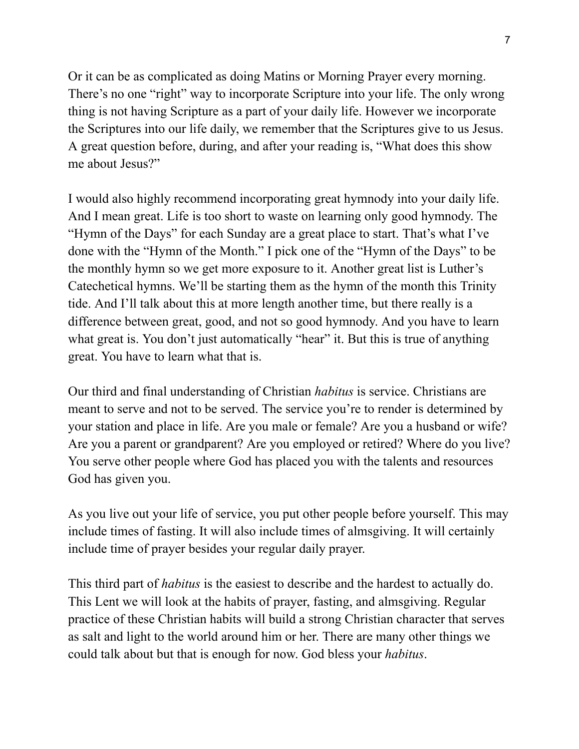Or it can be as complicated as doing Matins or Morning Prayer every morning. There's no one "right" way to incorporate Scripture into your life. The only wrong thing is not having Scripture as a part of your daily life. However we incorporate the Scriptures into our life daily, we remember that the Scriptures give to us Jesus. A great question before, during, and after your reading is, "What does this show me about Jesus?"

I would also highly recommend incorporating great hymnody into your daily life. And I mean great. Life is too short to waste on learning only good hymnody. The "Hymn of the Days" for each Sunday are a great place to start. That's what I've done with the "Hymn of the Month." I pick one of the "Hymn of the Days" to be the monthly hymn so we get more exposure to it. Another great list is Luther's Catechetical hymns. We'll be starting them as the hymn of the month this Trinity tide. And I'll talk about this at more length another time, but there really is a difference between great, good, and not so good hymnody. And you have to learn what great is. You don't just automatically "hear" it. But this is true of anything great. You have to learn what that is.

Our third and final understanding of Christian *habitus* is service. Christians are meant to serve and not to be served. The service you're to render is determined by your station and place in life. Are you male or female? Are you a husband or wife? Are you a parent or grandparent? Are you employed or retired? Where do you live? You serve other people where God has placed you with the talents and resources God has given you.

As you live out your life of service, you put other people before yourself. This may include times of fasting. It will also include times of almsgiving. It will certainly include time of prayer besides your regular daily prayer.

This third part of *habitus* is the easiest to describe and the hardest to actually do. This Lent we will look at the habits of prayer, fasting, and almsgiving. Regular practice of these Christian habits will build a strong Christian character that serves as salt and light to the world around him or her. There are many other things we could talk about but that is enough for now. God bless your *habitus*.